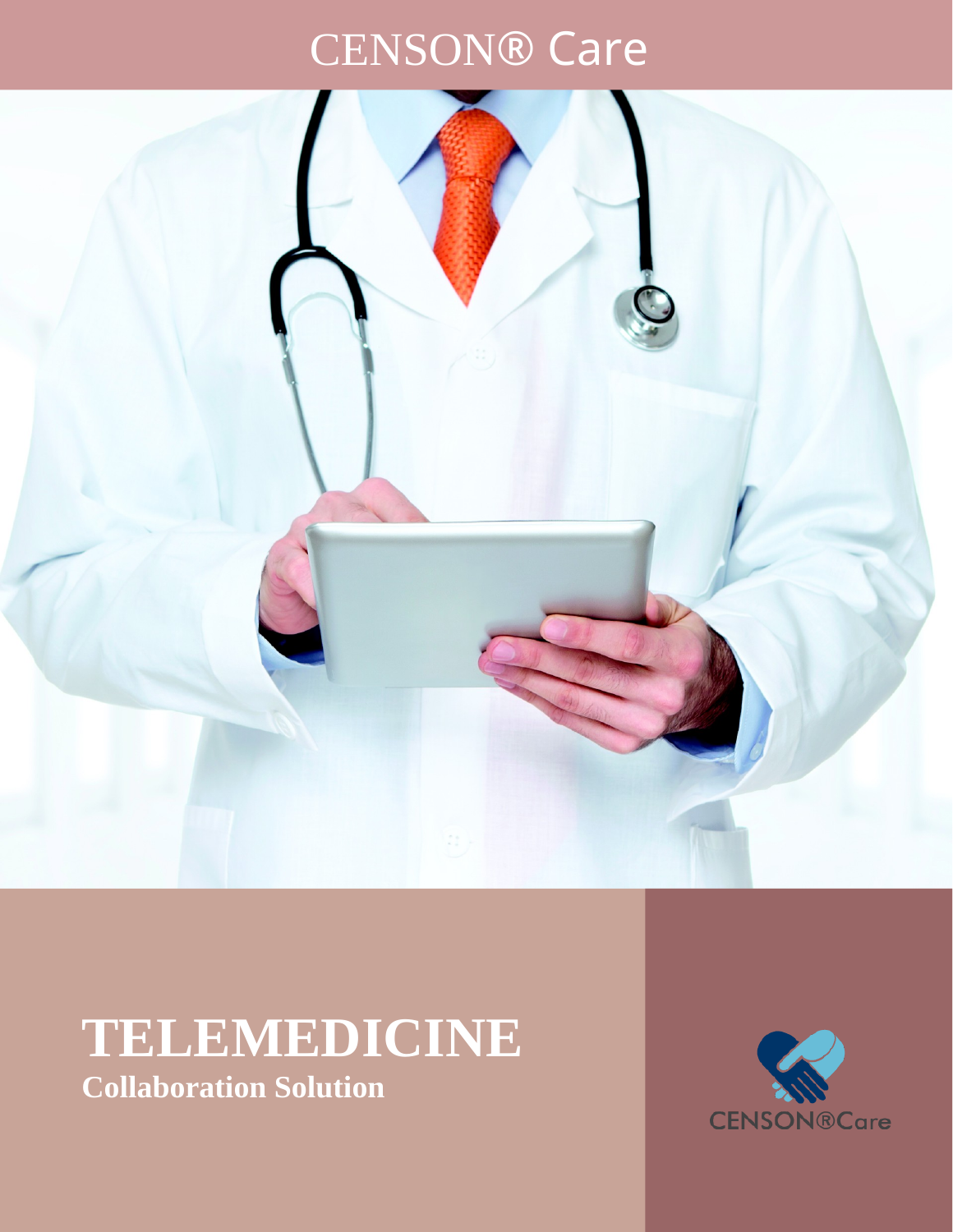CENSON® Care

# TELEMEDICINE

## Collaboration Solution

CENSON®Care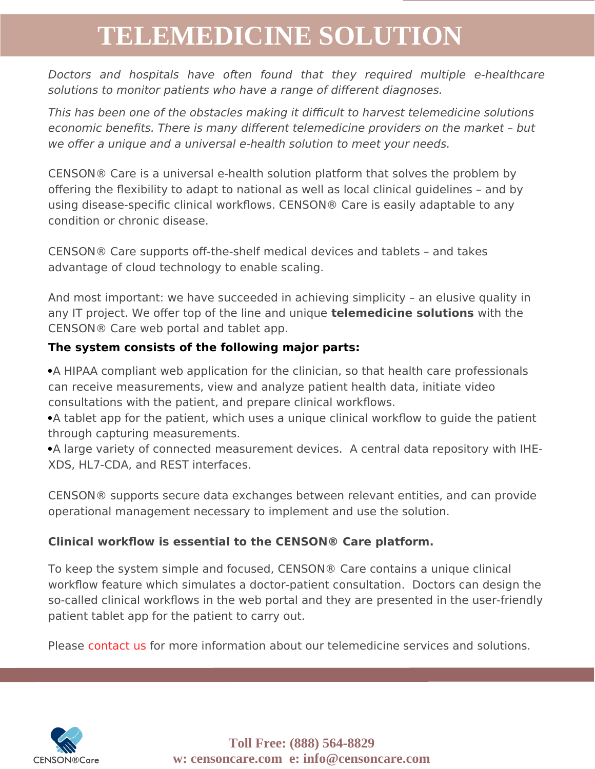# TELEMEDICINE SOLUTION

*Doctors and hospitals have often found that they required multiple e-healthcare solutions to monitor patients who have a range of different diagnoses.*

*This has been one of the obstacles making it difficult to harvest telemedicine solutions economic benefits. There is many different telemedicine providers on the market – but we offer a unique and a universal e-health solution to meet your needs.*

CENSON® Care is a universal e-health solution platform that solves the problem by offering the flexibility to adapt to national as well as local clinical guidelines – and by using disease-specific clinical workflows. CENSON® Care is easily adaptable to any condition or chronic disease.

CENSON® Care supports off-the-shelf medical devices and tablets – and takes advantage of cloud technology to enable scaling.

And most important: we have succeeded in achieving simplicity – an elusive quality in any IT project. We offer top of the line and unique **telemedicine solutions** with the CENSON® Care web portal and tablet app.

**The system consists of the following major parts:**

- A HIPAA compliant web application for the clinician, so that health care professionals can receive measurements, view and analyze patient health data, initiate video consultations with the patient, and prepare clinical workflows.
- A tablet app for the patient, which uses a unique clinical workflow to guide the patient through capturing measurements.
- A large variety of connected measurement devices. A central data repository with IHE-XDS, HL7-CDA, and REST interfaces.

CENSON® supports secure data exchanges between relevant entities, and can provide operational management necessary to implement and use the solution.

**Clinical workflow is essential to the CENSON® Care platform.**

To keep the system simple and focused, CENSON® Care contains a unique clinical workflow feature which simulates a doctor-patient consultation. Doctors can design the so-called clinical workflows in the web portal and they are presented in the user-friendly patient tablet app for the patient to carry out.

Please contact us for more information about our telemedicine services and solutions.

CENSON®Care

**Toll Free: (888) 564-8829**
**w: censoncare.com e: info@censoncare.com**